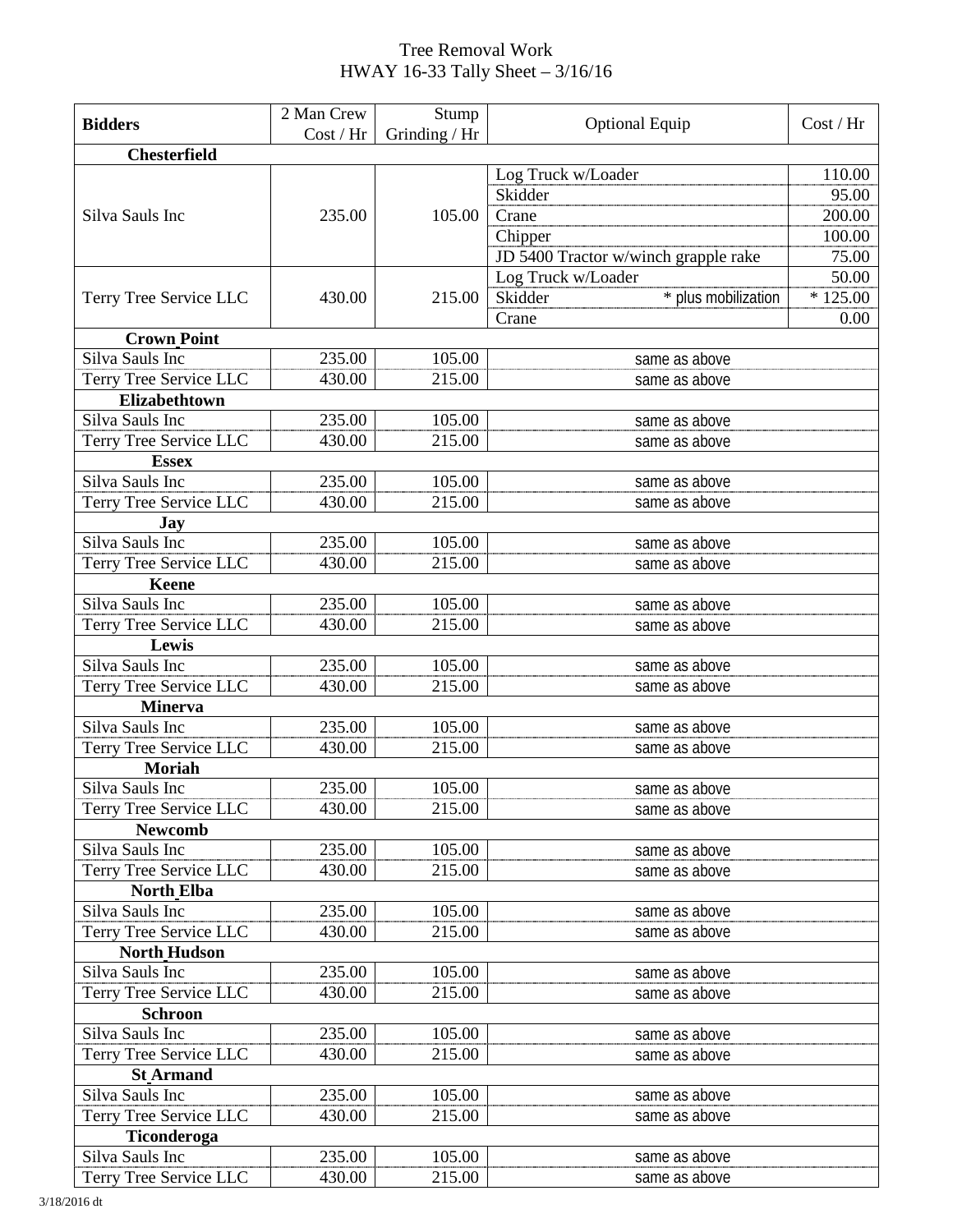# Tree Removal Work
## HWAY 16-33 Tally Sheet – 3/16/16

| Bidders | 2 Man Crew Cost / Hr | Stump Grinding / Hr | Optional Equip | Cost / Hr |
|---|---|---|---|---|
| **Chesterfield** | | | | |
| Silva Sauls Inc | 235.00 | 105.00 | Log Truck w/Loader | 110.00 |
| | | | Skidder | 95.00 |
| | | | Crane | 200.00 |
| | | | Chipper | 100.00 |
| | | | JD 5400 Tractor w/winch grapple rake | 75.00 |
| Terry Tree Service LLC | 430.00 | 215.00 | Log Truck w/Loader | 50.00 |
| | | | Skidder * plus mobilization | * 125.00 |
| | | | Crane | 0.00 |
| **Crown Point** | | | | |
| Silva Sauls Inc | 235.00 | 105.00 | same as above | |
| Terry Tree Service LLC | 430.00 | 215.00 | same as above | |
| **Elizabethtown** | | | | |
| Silva Sauls Inc | 235.00 | 105.00 | same as above | |
| Terry Tree Service LLC | 430.00 | 215.00 | same as above | |
| **Essex** | | | | |
| Silva Sauls Inc | 235.00 | 105.00 | same as above | |
| Terry Tree Service LLC | 430.00 | 215.00 | same as above | |
| **Jay** | | | | |
| Silva Sauls Inc | 235.00 | 105.00 | same as above | |
| Terry Tree Service LLC | 430.00 | 215.00 | same as above | |
| **Keene** | | | | |
| Silva Sauls Inc | 235.00 | 105.00 | same as above | |
| Terry Tree Service LLC | 430.00 | 215.00 | same as above | |
| **Lewis** | | | | |
| Silva Sauls Inc | 235.00 | 105.00 | same as above | |
| Terry Tree Service LLC | 430.00 | 215.00 | same as above | |
| **Minerva** | | | | |
| Silva Sauls Inc | 235.00 | 105.00 | same as above | |
| Terry Tree Service LLC | 430.00 | 215.00 | same as above | |
| **Moriah** | | | | |
| Silva Sauls Inc | 235.00 | 105.00 | same as above | |
| Terry Tree Service LLC | 430.00 | 215.00 | same as above | |
| **Newcomb** | | | | |
| Silva Sauls Inc | 235.00 | 105.00 | same as above | |
| Terry Tree Service LLC | 430.00 | 215.00 | same as above | |
| **North Elba** | | | | |
| Silva Sauls Inc | 235.00 | 105.00 | same as above | |
| Terry Tree Service LLC | 430.00 | 215.00 | same as above | |
| **North Hudson** | | | | |
| Silva Sauls Inc | 235.00 | 105.00 | same as above | |
| Terry Tree Service LLC | 430.00 | 215.00 | same as above | |
| **Schroon** | | | | |
| Silva Sauls Inc | 235.00 | 105.00 | same as above | |
| Terry Tree Service LLC | 430.00 | 215.00 | same as above | |
| **St Armand** | | | | |
| Silva Sauls Inc | 235.00 | 105.00 | same as above | |
| Terry Tree Service LLC | 430.00 | 215.00 | same as above | |
| **Ticonderoga** | | | | |
| Silva Sauls Inc | 235.00 | 105.00 | same as above | |
| Terry Tree Service LLC | 430.00 | 215.00 | same as above | |

3/18/2016 dt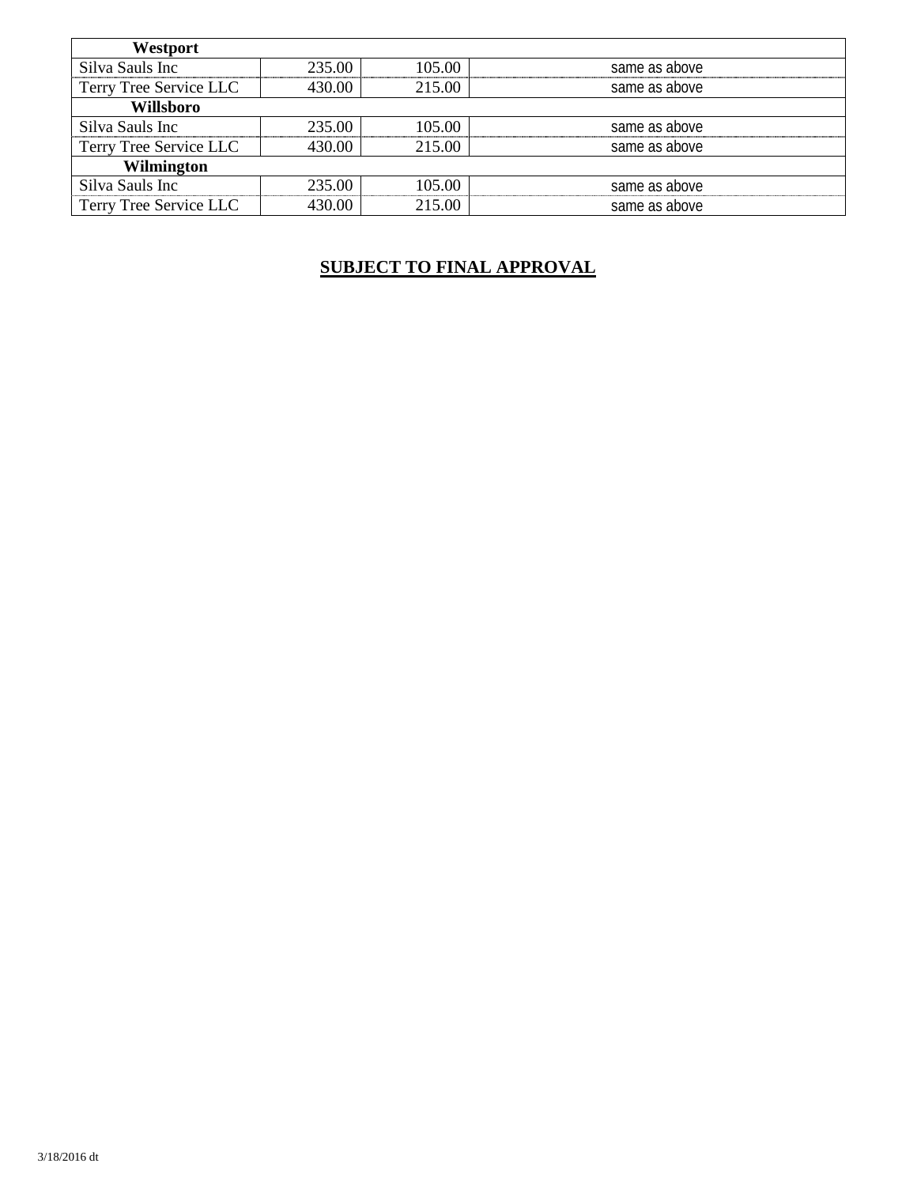| | | | |
|---|---|---|---|
| **Westport** | | | |
| Silva Sauls Inc | 235.00 | 105.00 | same as above |
| Terry Tree Service LLC | 430.00 | 215.00 | same as above |
| **Willsboro** | | | |
| Silva Sauls Inc | 235.00 | 105.00 | same as above |
| Terry Tree Service LLC | 430.00 | 215.00 | same as above |
| **Wilmington** | | | |
| Silva Sauls Inc | 235.00 | 105.00 | same as above |
| Terry Tree Service LLC | 430.00 | 215.00 | same as above |

**SUBJECT TO FINAL APPROVAL**

3/18/2016 dt